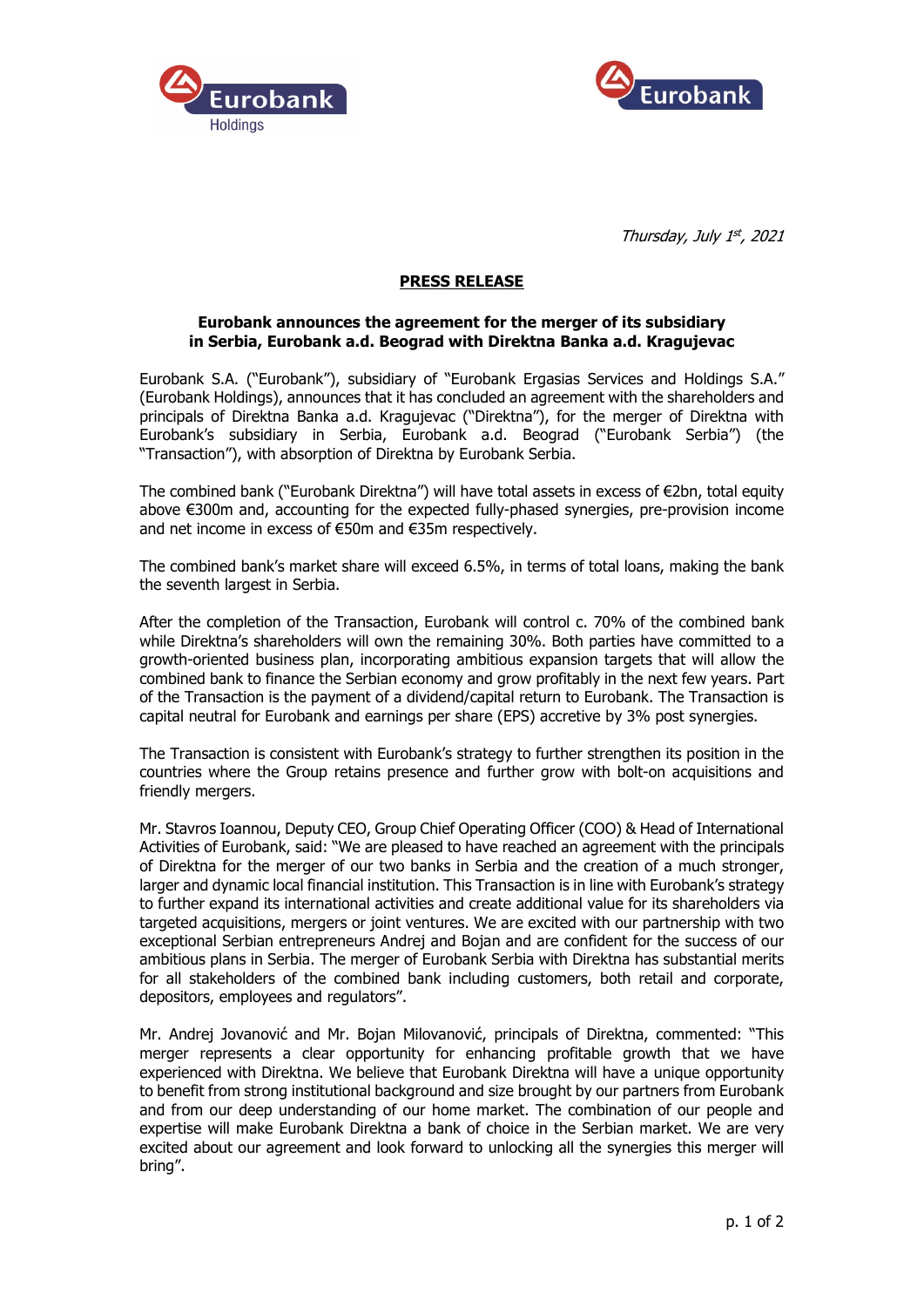*Thursday, July 1st, 2021*

## PRESS RELEASE

### Eurobank announces the agreement for the merger of its subsidiary in Serbia, Eurobank a.d. Beograd with Direktna Banka a.d. Kragujevac

Eurobank S.A. ("Eurobank"), subsidiary of "Eurobank Ergasias Services and Holdings S.A." (Eurobank Holdings), announces that it has concluded an agreement with the shareholders and principals of Direktna Banka a.d. Kragujevac ("Direktna"), for the merger of Direktna with Eurobank's subsidiary in Serbia, Eurobank a.d. Beograd ("Eurobank Serbia") (the "Transaction"), with absorption of Direktna by Eurobank Serbia.

The combined bank ("Eurobank Direktna") will have total assets in excess of €2bn, total equity above €300m and, accounting for the expected fully-phased synergies, pre-provision income and net income in excess of €50m and €35m respectively.

The combined bank's market share will exceed 6.5%, in terms of total loans, making the bank the seventh largest in Serbia.

After the completion of the Transaction, Eurobank will control c. 70% of the combined bank while Direktna's shareholders will own the remaining 30%. Both parties have committed to a growth-oriented business plan, incorporating ambitious expansion targets that will allow the combined bank to finance the Serbian economy and grow profitably in the next few years. Part of the Transaction is the payment of a dividend/capital return to Eurobank. The Transaction is capital neutral for Eurobank and earnings per share (EPS) accretive by 3% post synergies.

The Transaction is consistent with Eurobank's strategy to further strengthen its position in the countries where the Group retains presence and further grow with bolt-on acquisitions and friendly mergers.

Mr. Stavros Ioannou, Deputy CEO, Group Chief Operating Officer (COO) & Head of International Activities of Eurobank, said: "We are pleased to have reached an agreement with the principals of Direktna for the merger of our two banks in Serbia and the creation of a much stronger, larger and dynamic local financial institution. This Transaction is in line with Eurobank's strategy to further expand its international activities and create additional value for its shareholders via targeted acquisitions, mergers or joint ventures. We are excited with our partnership with two exceptional Serbian entrepreneurs Andrej and Bojan and are confident for the success of our ambitious plans in Serbia. The merger of Eurobank Serbia with Direktna has substantial merits for all stakeholders of the combined bank including customers, both retail and corporate, depositors, employees and regulators".

Mr. Andrej Jovanović and Mr. Bojan Milovanović, principals of Direktna, commented: "This merger represents a clear opportunity for enhancing profitable growth that we have experienced with Direktna. We believe that Eurobank Direktna will have a unique opportunity to benefit from strong institutional background and size brought by our partners from Eurobank and from our deep understanding of our home market. The combination of our people and expertise will make Eurobank Direktna a bank of choice in the Serbian market. We are very excited about our agreement and look forward to unlocking all the synergies this merger will bring".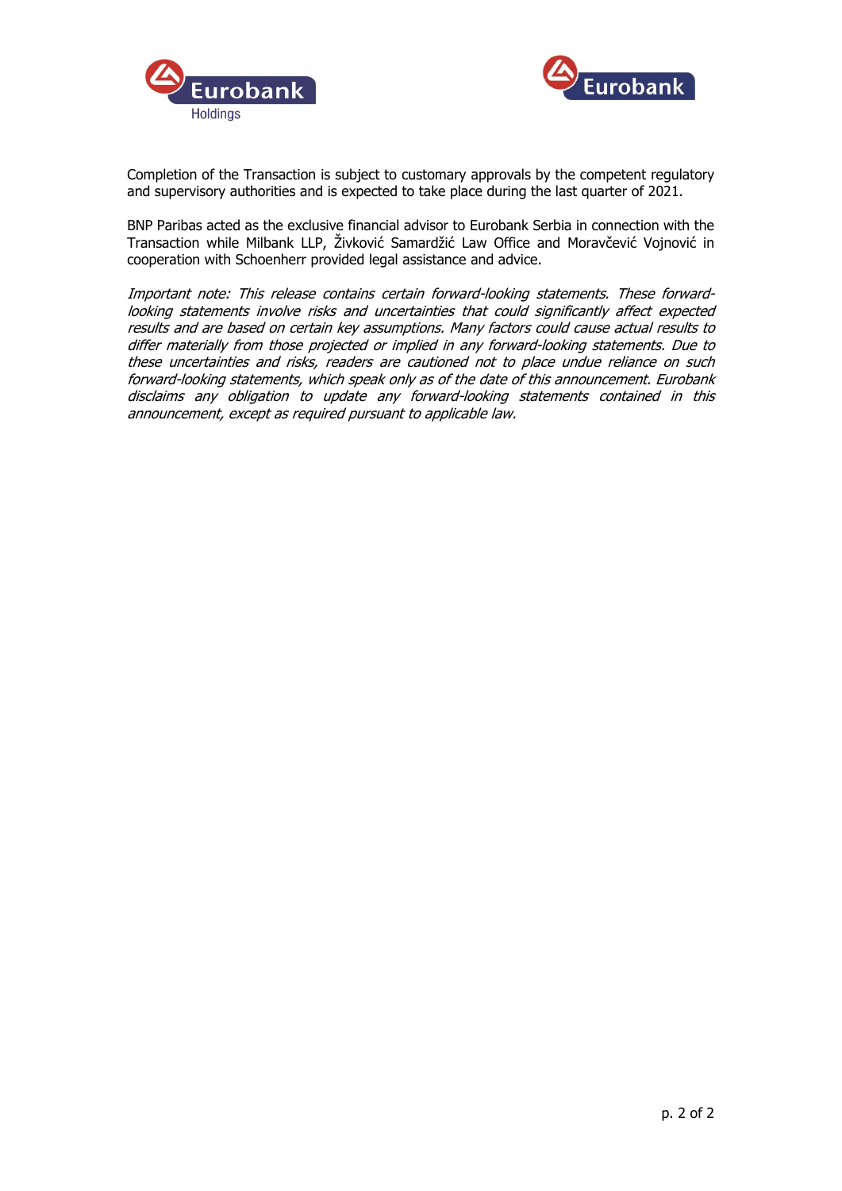Completion of the Transaction is subject to customary approvals by the competent regulatory and supervisory authorities and is expected to take place during the last quarter of 2021.

BNP Paribas acted as the exclusive financial advisor to Eurobank Serbia in connection with the Transaction while Milbank LLP, Živković Samardžić Law Office and Moravčević Vojnović in cooperation with Schoenherr provided legal assistance and advice.

*Important note: This release contains certain forward-looking statements. These forward-looking statements involve risks and uncertainties that could significantly affect expected results and are based on certain key assumptions. Many factors could cause actual results to differ materially from those projected or implied in any forward-looking statements. Due to these uncertainties and risks, readers are cautioned not to place undue reliance on such forward-looking statements, which speak only as of the date of this announcement. Eurobank disclaims any obligation to update any forward-looking statements contained in this announcement, except as required pursuant to applicable law.*